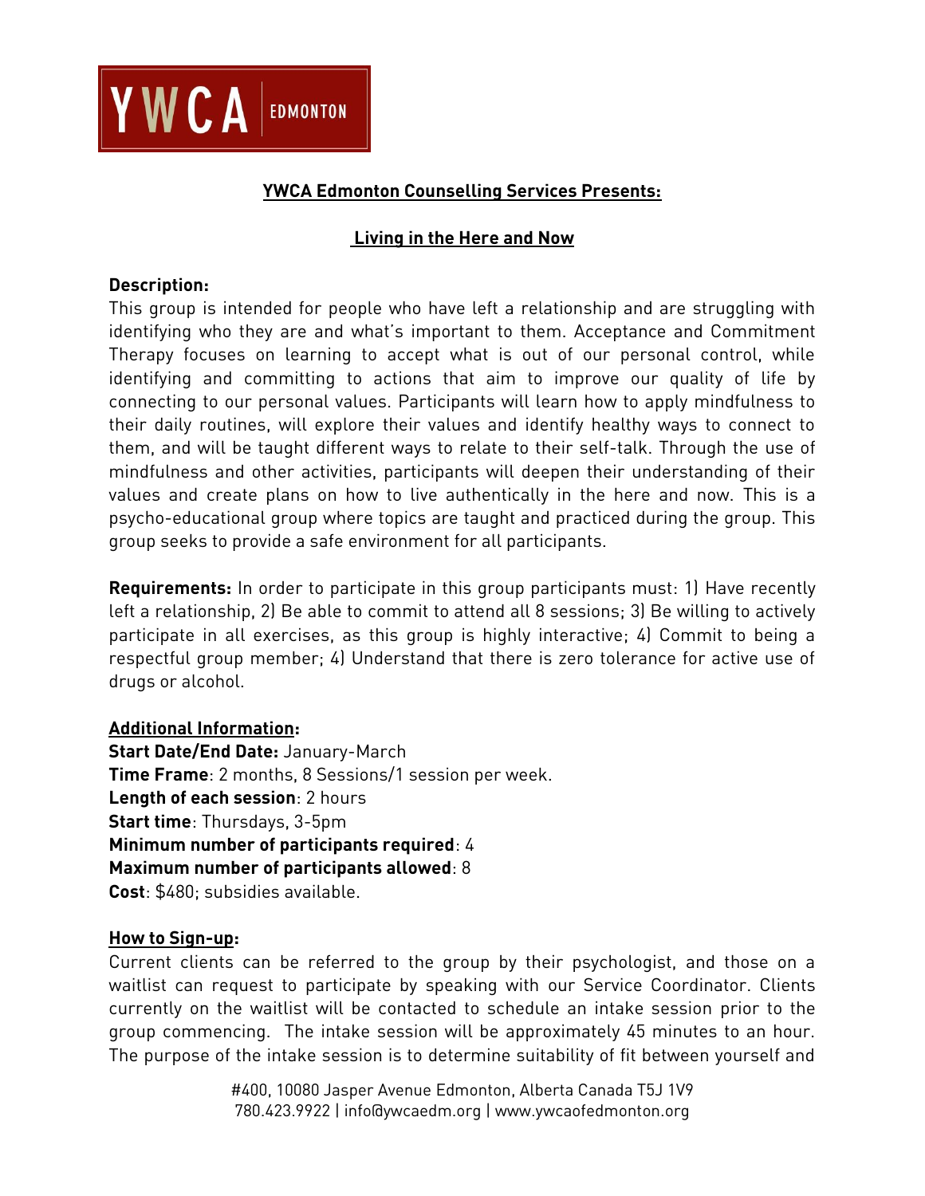YWCA EDMONTON

## YWCA Edmonton Counselling Services Presents:

## Living in the Here and Now

**Description:**
This group is intended for people who have left a relationship and are struggling with identifying who they are and what's important to them. Acceptance and Commitment Therapy focuses on learning to accept what is out of our personal control, while identifying and committing to actions that aim to improve our quality of life by connecting to our personal values. Participants will learn how to apply mindfulness to their daily routines, will explore their values and identify healthy ways to connect to them, and will be taught different ways to relate to their self-talk. Through the use of mindfulness and other activities, participants will deepen their understanding of their values and create plans on how to live authentically in the here and now. This is a psycho-educational group where topics are taught and practiced during the group. This group seeks to provide a safe environment for all participants.

**Requirements:** In order to participate in this group participants must: 1) Have recently left a relationship, 2) Be able to commit to attend all 8 sessions; 3) Be willing to actively participate in all exercises, as this group is highly interactive; 4) Commit to being a respectful group member; 4) Understand that there is zero tolerance for active use of drugs or alcohol.

**Additional Information:**
**Start Date/End Date:** January-March
**Time Frame**: 2 months, 8 Sessions/1 session per week.
**Length of each session**: 2 hours
**Start time**: Thursdays, 3-5pm
**Minimum number of participants required**: 4
**Maximum number of participants allowed**: 8
**Cost**: $480; subsidies available.

**How to Sign-up:**
Current clients can be referred to the group by their psychologist, and those on a waitlist can request to participate by speaking with our Service Coordinator. Clients currently on the waitlist will be contacted to schedule an intake session prior to the group commencing. The intake session will be approximately 45 minutes to an hour. The purpose of the intake session is to determine suitability of fit between yourself and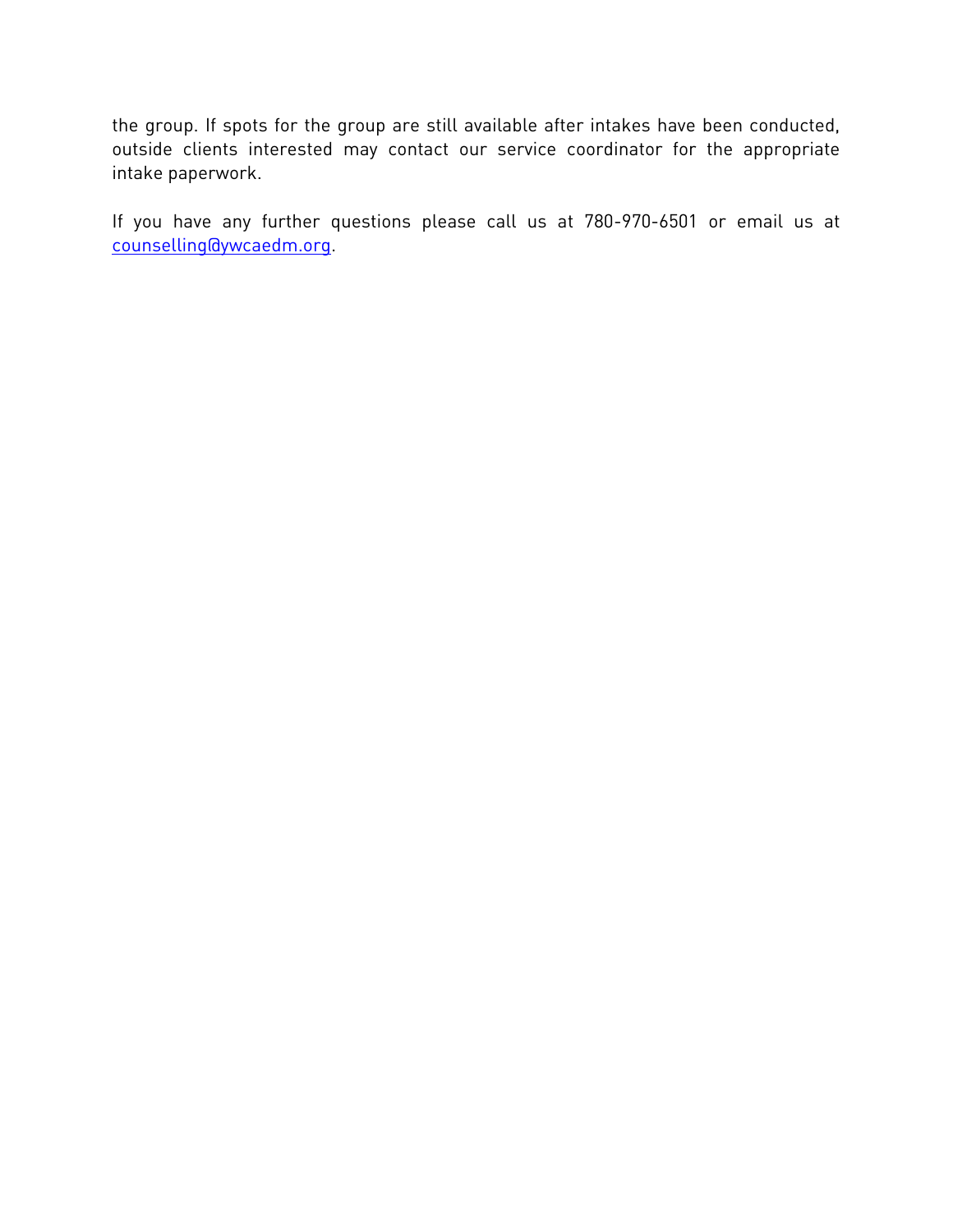the group. If spots for the group are still available after intakes have been conducted, outside clients interested may contact our service coordinator for the appropriate intake paperwork.

If you have any further questions please call us at 780-970-6501 or email us at counselling@ywcaedm.org.